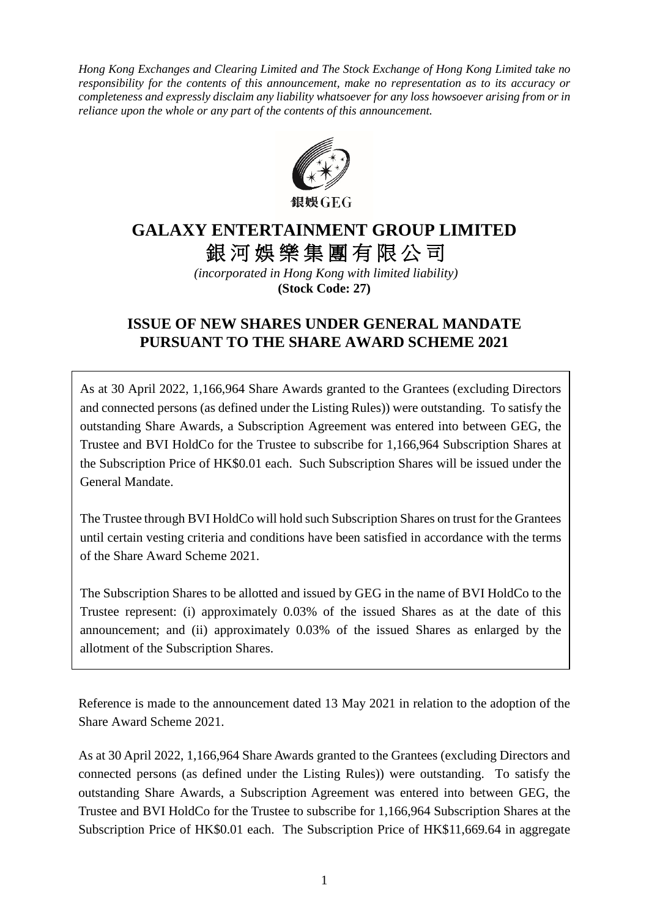*Hong Kong Exchanges and Clearing Limited and The Stock Exchange of Hong Kong Limited take no responsibility for the contents of this announcement, make no representation as to its accuracy or completeness and expressly disclaim any liability whatsoever for any loss howsoever arising from or in reliance upon the whole or any part of the contents of this announcement.*

# GALAXY ENTERTAINMENT GROUP LIMITED

# 銀河娛樂集團有限公司

*(incorporated in Hong Kong with limited liability)*

**(Stock Code: 27)**

## ISSUE OF NEW SHARES UNDER GENERAL MANDATE PURSUANT TO THE SHARE AWARD SCHEME 2021

As at 30 April 2022, 1,166,964 Share Awards granted to the Grantees (excluding Directors and connected persons (as defined under the Listing Rules)) were outstanding. To satisfy the outstanding Share Awards, a Subscription Agreement was entered into between GEG, the Trustee and BVI HoldCo for the Trustee to subscribe for 1,166,964 Subscription Shares at the Subscription Price of HK$0.01 each. Such Subscription Shares will be issued under the General Mandate.

The Trustee through BVI HoldCo will hold such Subscription Shares on trust for the Grantees until certain vesting criteria and conditions have been satisfied in accordance with the terms of the Share Award Scheme 2021.

The Subscription Shares to be allotted and issued by GEG in the name of BVI HoldCo to the Trustee represent: (i) approximately 0.03% of the issued Shares as at the date of this announcement; and (ii) approximately 0.03% of the issued Shares as enlarged by the allotment of the Subscription Shares.

Reference is made to the announcement dated 13 May 2021 in relation to the adoption of the Share Award Scheme 2021.

As at 30 April 2022, 1,166,964 Share Awards granted to the Grantees (excluding Directors and connected persons (as defined under the Listing Rules)) were outstanding. To satisfy the outstanding Share Awards, a Subscription Agreement was entered into between GEG, the Trustee and BVI HoldCo for the Trustee to subscribe for 1,166,964 Subscription Shares at the Subscription Price of HK$0.01 each. The Subscription Price of HK$11,669.64 in aggregate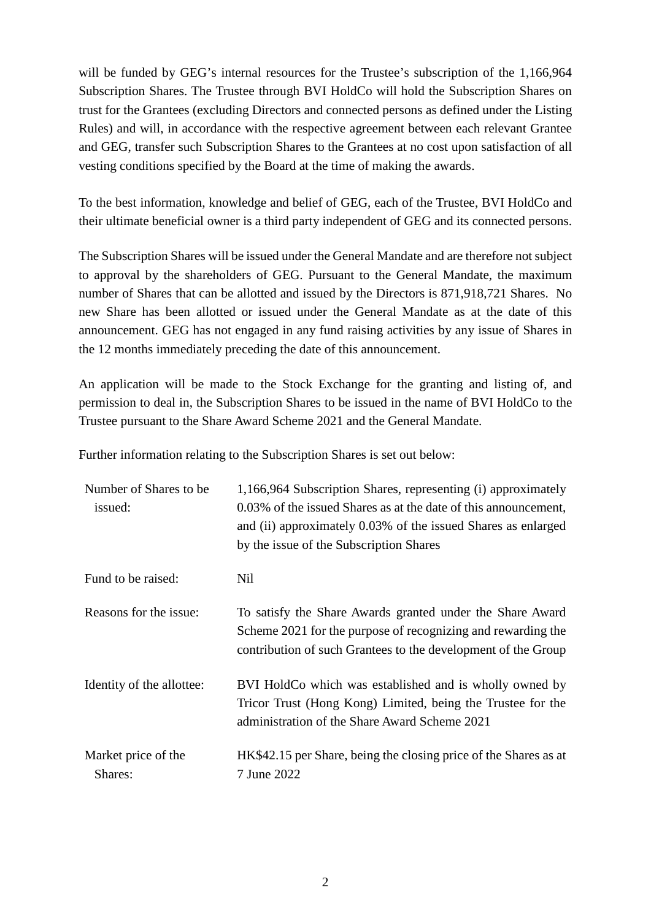will be funded by GEG's internal resources for the Trustee's subscription of the 1,166,964 Subscription Shares. The Trustee through BVI HoldCo will hold the Subscription Shares on trust for the Grantees (excluding Directors and connected persons as defined under the Listing Rules) and will, in accordance with the respective agreement between each relevant Grantee and GEG, transfer such Subscription Shares to the Grantees at no cost upon satisfaction of all vesting conditions specified by the Board at the time of making the awards.

To the best information, knowledge and belief of GEG, each of the Trustee, BVI HoldCo and their ultimate beneficial owner is a third party independent of GEG and its connected persons.

The Subscription Shares will be issued under the General Mandate and are therefore not subject to approval by the shareholders of GEG. Pursuant to the General Mandate, the maximum number of Shares that can be allotted and issued by the Directors is 871,918,721 Shares. No new Share has been allotted or issued under the General Mandate as at the date of this announcement. GEG has not engaged in any fund raising activities by any issue of Shares in the 12 months immediately preceding the date of this announcement.

An application will be made to the Stock Exchange for the granting and listing of, and permission to deal in, the Subscription Shares to be issued in the name of BVI HoldCo to the Trustee pursuant to the Share Award Scheme 2021 and the General Mandate.

Further information relating to the Subscription Shares is set out below:

| | |
|---|---|
| Number of Shares to be issued: | 1,166,964 Subscription Shares, representing (i) approximately 0.03% of the issued Shares as at the date of this announcement, and (ii) approximately 0.03% of the issued Shares as enlarged by the issue of the Subscription Shares |
| Fund to be raised: | Nil |
| Reasons for the issue: | To satisfy the Share Awards granted under the Share Award Scheme 2021 for the purpose of recognizing and rewarding the contribution of such Grantees to the development of the Group |
| Identity of the allottee: | BVI HoldCo which was established and is wholly owned by Tricor Trust (Hong Kong) Limited, being the Trustee for the administration of the Share Award Scheme 2021 |
| Market price of the Shares: | HK$42.15 per Share, being the closing price of the Shares as at 7 June 2022 |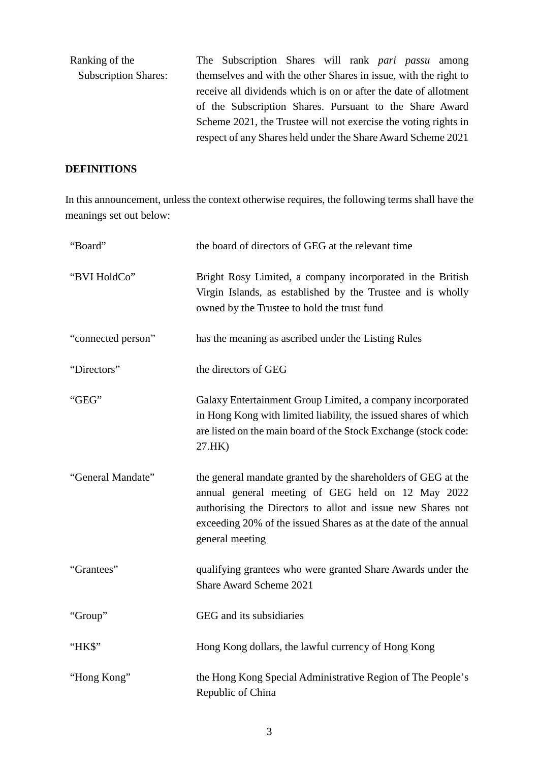| | |
|---|---|
| Ranking of the Subscription Shares: | The Subscription Shares will rank *pari passu* among themselves and with the other Shares in issue, with the right to receive all dividends which is on or after the date of allotment of the Subscription Shares. Pursuant to the Share Award Scheme 2021, the Trustee will not exercise the voting rights in respect of any Shares held under the Share Award Scheme 2021 |

**DEFINITIONS**

In this announcement, unless the context otherwise requires, the following terms shall have the meanings set out below:

| | |
|---|---|
| "Board" | the board of directors of GEG at the relevant time |
| "BVI HoldCo" | Bright Rosy Limited, a company incorporated in the British Virgin Islands, as established by the Trustee and is wholly owned by the Trustee to hold the trust fund |
| "connected person" | has the meaning as ascribed under the Listing Rules |
| "Directors" | the directors of GEG |
| "GEG" | Galaxy Entertainment Group Limited, a company incorporated in Hong Kong with limited liability, the issued shares of which are listed on the main board of the Stock Exchange (stock code: 27.HK) |
| "General Mandate" | the general mandate granted by the shareholders of GEG at the annual general meeting of GEG held on 12 May 2022 authorising the Directors to allot and issue new Shares not exceeding 20% of the issued Shares as at the date of the annual general meeting |
| "Grantees" | qualifying grantees who were granted Share Awards under the Share Award Scheme 2021 |
| "Group" | GEG and its subsidiaries |
| "HK$" | Hong Kong dollars, the lawful currency of Hong Kong |
| "Hong Kong" | the Hong Kong Special Administrative Region of The People's Republic of China |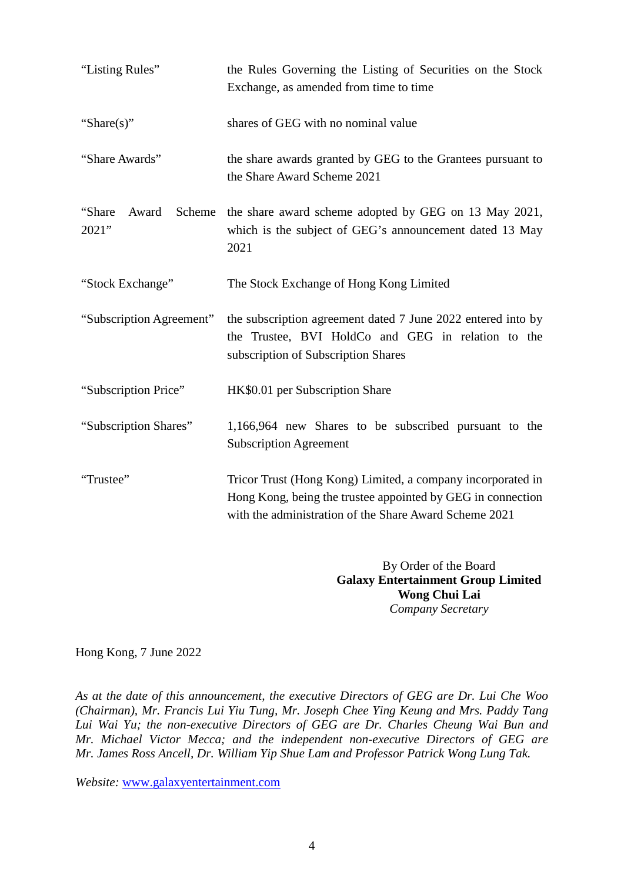| | |
|---|---|
| "Listing Rules" | the Rules Governing the Listing of Securities on the Stock Exchange, as amended from time to time |
| "Share(s)" | shares of GEG with no nominal value |
| "Share Awards" | the share awards granted by GEG to the Grantees pursuant to the Share Award Scheme 2021 |
| "Share Award Scheme 2021" | the share award scheme adopted by GEG on 13 May 2021, which is the subject of GEG's announcement dated 13 May 2021 |
| "Stock Exchange" | The Stock Exchange of Hong Kong Limited |
| "Subscription Agreement" | the subscription agreement dated 7 June 2022 entered into by the Trustee, BVI HoldCo and GEG in relation to the subscription of Subscription Shares |
| "Subscription Price" | HK$0.01 per Subscription Share |
| "Subscription Shares" | 1,166,964 new Shares to be subscribed pursuant to the Subscription Agreement |
| "Trustee" | Tricor Trust (Hong Kong) Limited, a company incorporated in Hong Kong, being the trustee appointed by GEG in connection with the administration of the Share Award Scheme 2021 |

By Order of the Board
**Galaxy Entertainment Group Limited**
**Wong Chui Lai**
*Company Secretary*

Hong Kong, 7 June 2022

*As at the date of this announcement, the executive Directors of GEG are Dr. Lui Che Woo (Chairman), Mr. Francis Lui Yiu Tung, Mr. Joseph Chee Ying Keung and Mrs. Paddy Tang Lui Wai Yu; the non-executive Directors of GEG are Dr. Charles Cheung Wai Bun and Mr. Michael Victor Mecca; and the independent non-executive Directors of GEG are Mr. James Ross Ancell, Dr. William Yip Shue Lam and Professor Patrick Wong Lung Tak.*

*Website:* www.galaxyentertainment.com